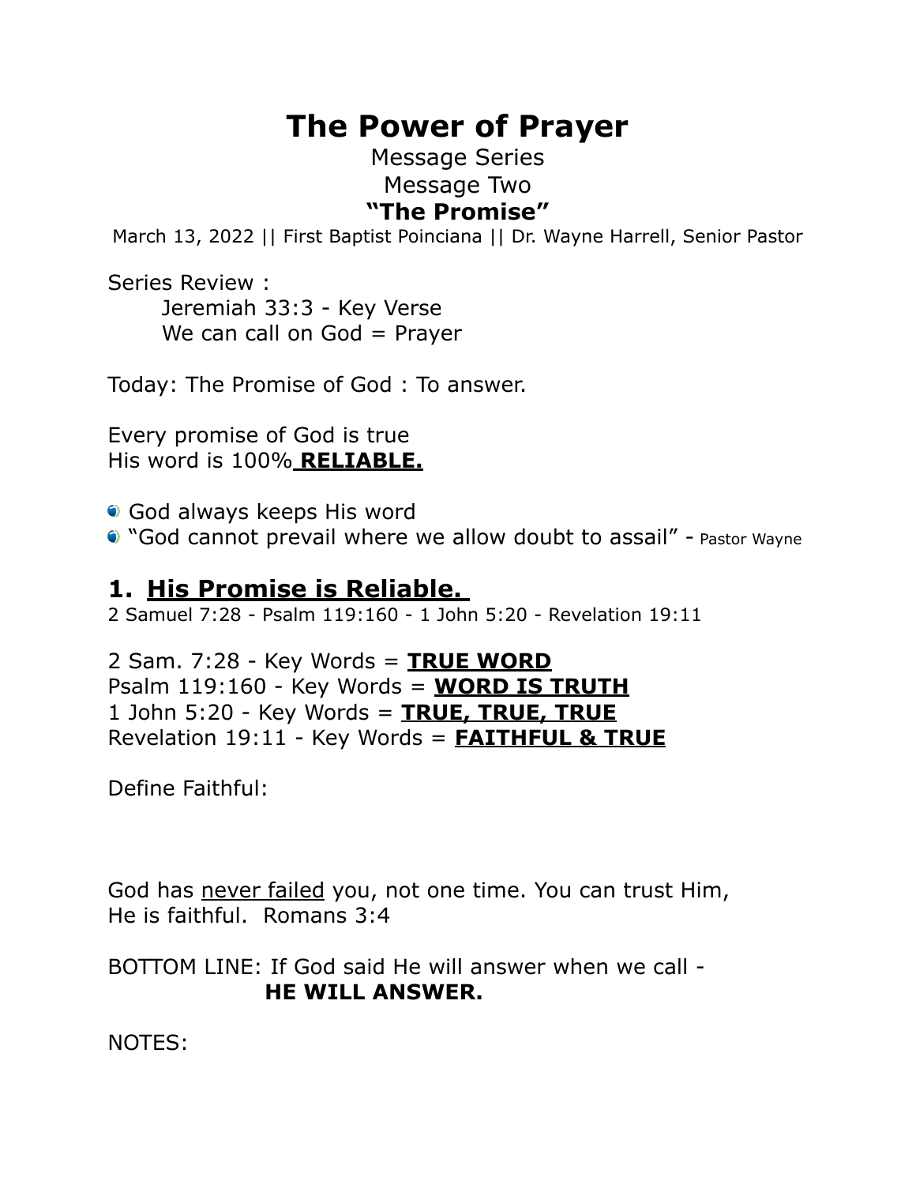# The Power of Prayer

Message Series

Message Two

**"The Promise"**

March 13, 2022 || First Baptist Poinciana || Dr. Wayne Harrell, Senior Pastor

Series Review :

Jeremiah 33:3 - Key Verse

We can call on God = Prayer

Today: The Promise of God : To answer.

Every promise of God is true

His word is 100% **RELIABLE.**

- God always keeps His word
- "God cannot prevail where we allow doubt to assail" - Pastor Wayne

## 1. His Promise is Reliable.

2 Samuel 7:28 - Psalm 119:160 - 1 John 5:20 - Revelation 19:11

2 Sam. 7:28 - Key Words = **TRUE WORD**

Psalm 119:160 - Key Words = **WORD IS TRUTH**

1 John 5:20 - Key Words = **TRUE, TRUE, TRUE**

Revelation 19:11 - Key Words = **FAITHFUL & TRUE**

Define Faithful:

God has never failed you, not one time. You can trust Him, He is faithful. Romans 3:4

BOTTOM LINE: If God said He will answer when we call - **HE WILL ANSWER.**

NOTES: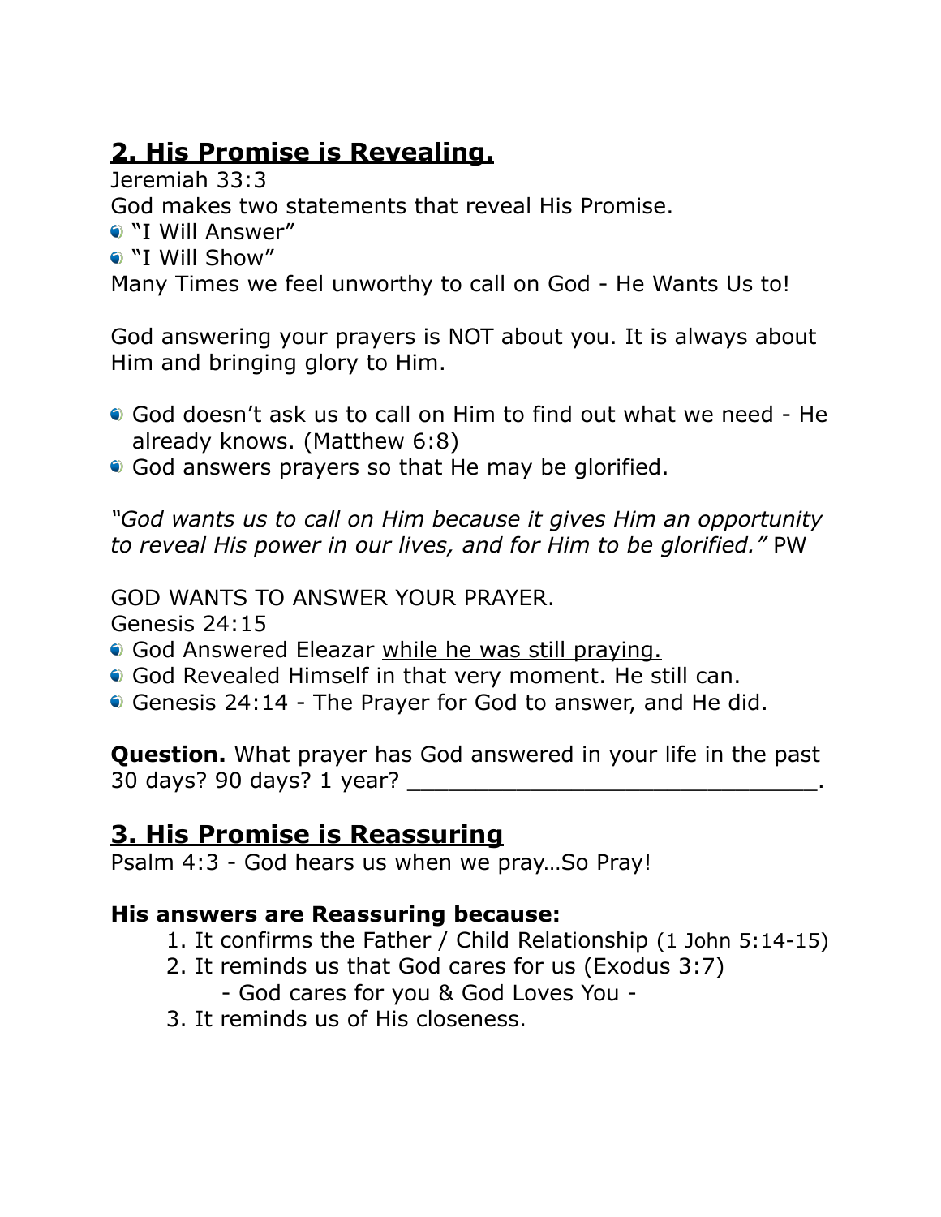## 2. His Promise is Revealing.

Jeremiah 33:3

God makes two statements that reveal His Promise.

- "I Will Answer"
- "I Will Show"

Many Times we feel unworthy to call on God - He Wants Us to!

God answering your prayers is NOT about you. It is always about Him and bringing glory to Him.

- God doesn't ask us to call on Him to find out what we need - He already knows. (Matthew 6:8)
- God answers prayers so that He may be glorified.

*"God wants us to call on Him because it gives Him an opportunity to reveal His power in our lives, and for Him to be glorified."* PW

GOD WANTS TO ANSWER YOUR PRAYER.

Genesis 24:15

- God Answered Eleazar <u>while he was still praying.</u>
- God Revealed Himself in that very moment. He still can.
- Genesis 24:14 - The Prayer for God to answer, and He did.

**Question.** What prayer has God answered in your life in the past 30 days? 90 days? 1 year? ______________________________.

## 3. His Promise is Reassuring

Psalm 4:3 - God hears us when we pray…So Pray!

**His answers are Reassuring because:**

1. It confirms the Father / Child Relationship (1 John 5:14-15)
2. It reminds us that God cares for us (Exodus 3:7)
   - God cares for you & God Loves You -
3. It reminds us of His closeness.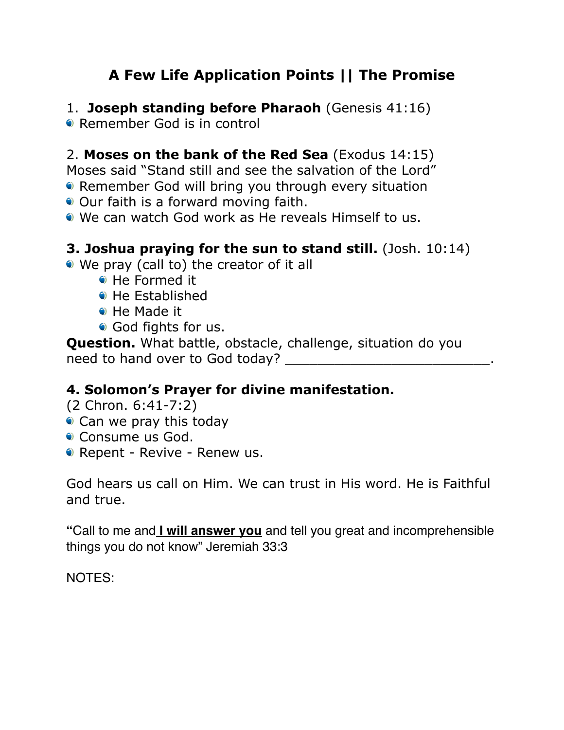# A Few Life Application Points || The Promise

1. **Joseph standing before Pharaoh** (Genesis 41:16)

- Remember God is in control

2. **Moses on the bank of the Red Sea** (Exodus 14:15)

Moses said "Stand still and see the salvation of the Lord"

- Remember God will bring you through every situation
- Our faith is a forward moving faith.
- We can watch God work as He reveals Himself to us.

**3. Joshua praying for the sun to stand still.** (Josh. 10:14)

- We pray (call to) the creator of it all
    - He Formed it
    - He Established
    - He Made it
    - God fights for us.

**Question.** What battle, obstacle, challenge, situation do you need to hand over to God today? _________________________.

**4. Solomon's Prayer for divine manifestation.**
(2 Chron. 6:41-7:2)

- Can we pray this today
- Consume us God.
- Repent - Revive - Renew us.

God hears us call on Him. We can trust in His word. He is Faithful and true.

"Call to me and **I will answer you** and tell you great and incomprehensible things you do not know" Jeremiah 33:3

NOTES: